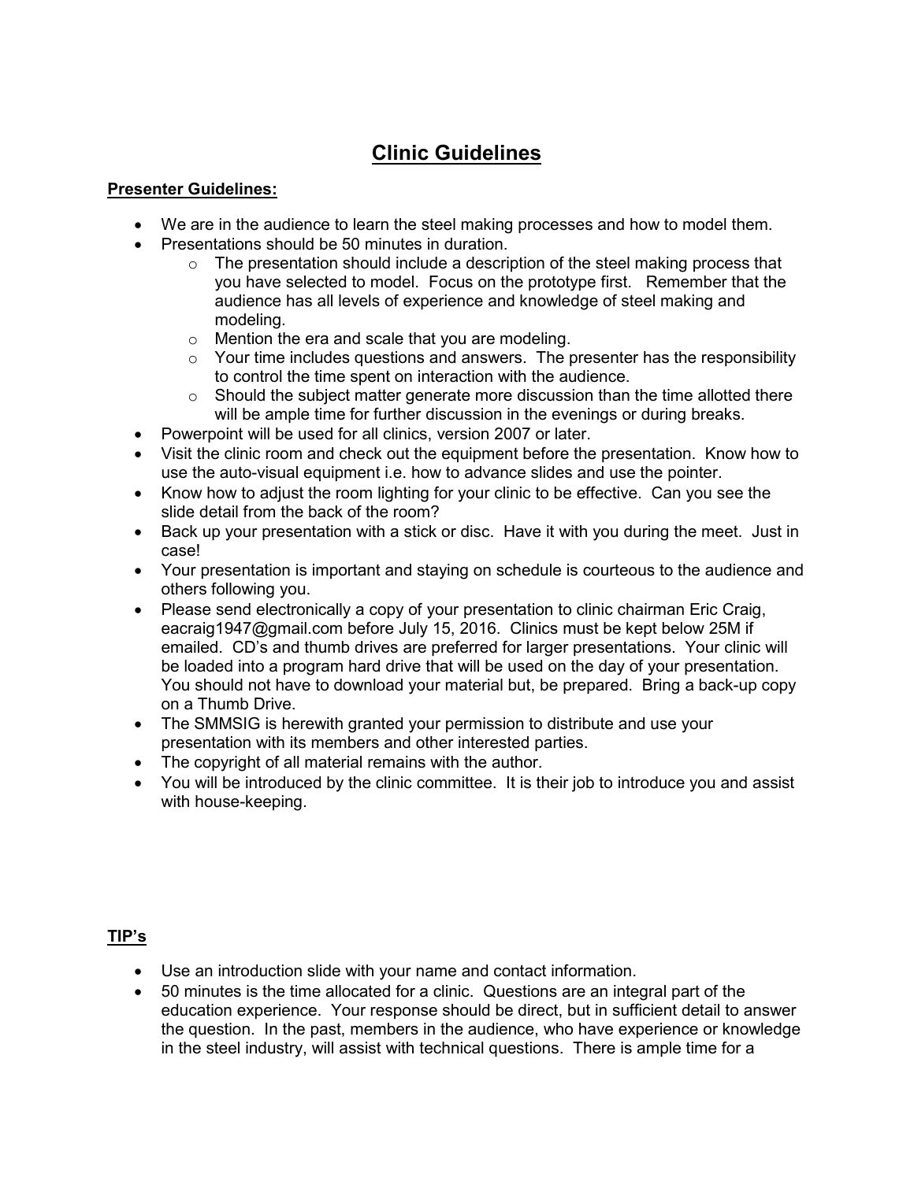# Clinic Guidelines

**Presenter Guidelines:**

- We are in the audience to learn the steel making processes and how to model them.
- Presentations should be 50 minutes in duration.
  - The presentation should include a description of the steel making process that you have selected to model. Focus on the prototype first. Remember that the audience has all levels of experience and knowledge of steel making and modeling.
  - Mention the era and scale that you are modeling.
  - Your time includes questions and answers. The presenter has the responsibility to control the time spent on interaction with the audience.
  - Should the subject matter generate more discussion than the time allotted there will be ample time for further discussion in the evenings or during breaks.
- Powerpoint will be used for all clinics, version 2007 or later.
- Visit the clinic room and check out the equipment before the presentation. Know how to use the auto-visual equipment i.e. how to advance slides and use the pointer.
- Know how to adjust the room lighting for your clinic to be effective. Can you see the slide detail from the back of the room?
- Back up your presentation with a stick or disc. Have it with you during the meet. Just in case!
- Your presentation is important and staying on schedule is courteous to the audience and others following you.
- Please send electronically a copy of your presentation to clinic chairman Eric Craig, eacraig1947@gmail.com before July 15, 2016. Clinics must be kept below 25M if emailed. CD's and thumb drives are preferred for larger presentations. Your clinic will be loaded into a program hard drive that will be used on the day of your presentation. You should not have to download your material but, be prepared. Bring a back-up copy on a Thumb Drive.
- The SMMSIG is herewith granted your permission to distribute and use your presentation with its members and other interested parties.
- The copyright of all material remains with the author.
- You will be introduced by the clinic committee. It is their job to introduce you and assist with house-keeping.

**TIP's**

- Use an introduction slide with your name and contact information.
- 50 minutes is the time allocated for a clinic. Questions are an integral part of the education experience. Your response should be direct, but in sufficient detail to answer the question. In the past, members in the audience, who have experience or knowledge in the steel industry, will assist with technical questions. There is ample time for a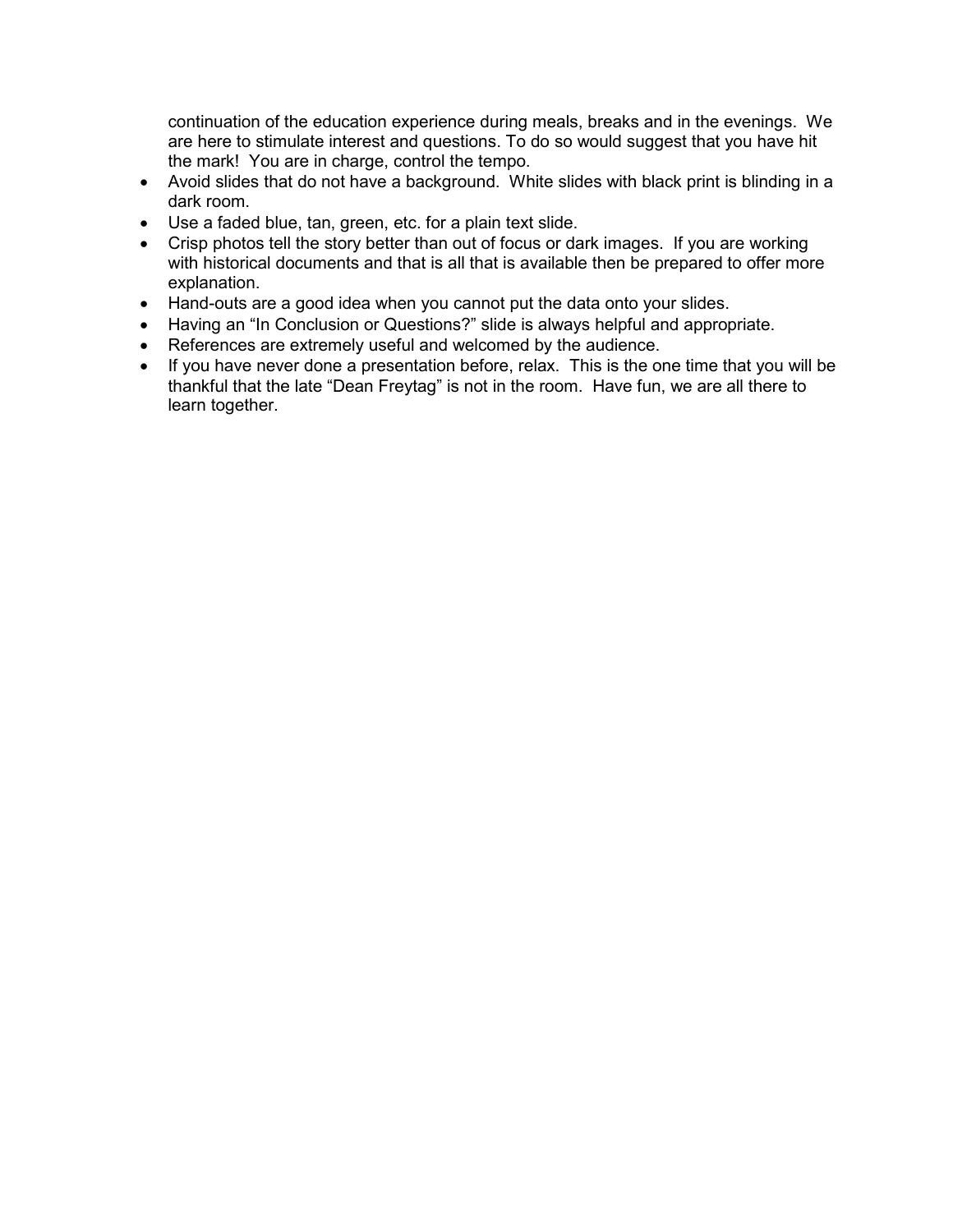continuation of the education experience during meals, breaks and in the evenings. We are here to stimulate interest and questions. To do so would suggest that you have hit the mark! You are in charge, control the tempo.

- Avoid slides that do not have a background. White slides with black print is blinding in a dark room.
- Use a faded blue, tan, green, etc. for a plain text slide.
- Crisp photos tell the story better than out of focus or dark images. If you are working with historical documents and that is all that is available then be prepared to offer more explanation.
- Hand-outs are a good idea when you cannot put the data onto your slides.
- Having an "In Conclusion or Questions?" slide is always helpful and appropriate.
- References are extremely useful and welcomed by the audience.
- If you have never done a presentation before, relax. This is the one time that you will be thankful that the late "Dean Freytag" is not in the room. Have fun, we are all there to learn together.